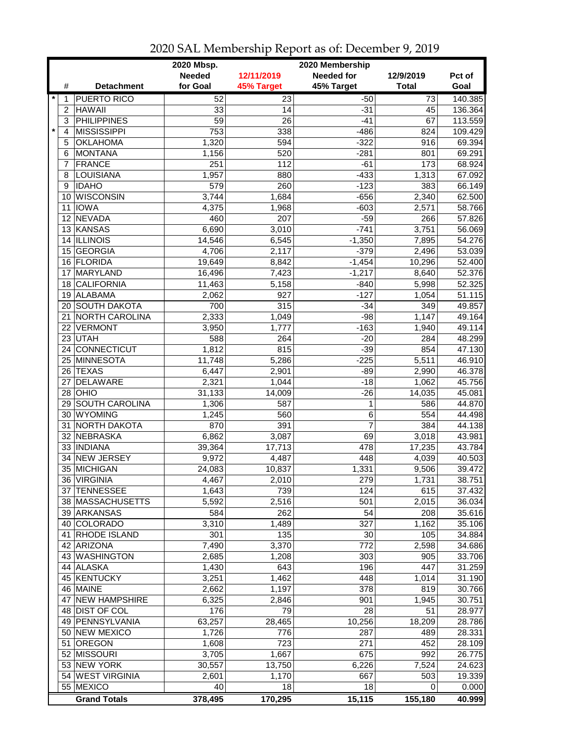# 2020 SAL Membership Report as of: December 9, 2019

| | # | Detachment | 2020 Mbsp. Needed for Goal | 12/11/2019 45% Target | 2020 Membership Needed for 45% Target | 12/9/2019 Total | Pct of Goal |
|---|---|---|---|---|---|---|---|
| * | 1 | PUERTO RICO | 52 | 23 | -50 | 73 | 140.385 |
| | 2 | HAWAII | 33 | 14 | -31 | 45 | 136.364 |
| | 3 | PHILIPPINES | 59 | 26 | -41 | 67 | 113.559 |
| * | 4 | MISSISSIPPI | 753 | 338 | -486 | 824 | 109.429 |
| | 5 | OKLAHOMA | 1,320 | 594 | -322 | 916 | 69.394 |
| | 6 | MONTANA | 1,156 | 520 | -281 | 801 | 69.291 |
| | 7 | FRANCE | 251 | 112 | -61 | 173 | 68.924 |
| | 8 | LOUISIANA | 1,957 | 880 | -433 | 1,313 | 67.092 |
| | 9 | IDAHO | 579 | 260 | -123 | 383 | 66.149 |
| | 10 | WISCONSIN | 3,744 | 1,684 | -656 | 2,340 | 62.500 |
| | 11 | IOWA | 4,375 | 1,968 | -603 | 2,571 | 58.766 |
| | 12 | NEVADA | 460 | 207 | -59 | 266 | 57.826 |
| | 13 | KANSAS | 6,690 | 3,010 | -741 | 3,751 | 56.069 |
| | 14 | ILLINOIS | 14,546 | 6,545 | -1,350 | 7,895 | 54.276 |
| | 15 | GEORGIA | 4,706 | 2,117 | -379 | 2,496 | 53.039 |
| | 16 | FLORIDA | 19,649 | 8,842 | -1,454 | 10,296 | 52.400 |
| | 17 | MARYLAND | 16,496 | 7,423 | -1,217 | 8,640 | 52.376 |
| | 18 | CALIFORNIA | 11,463 | 5,158 | -840 | 5,998 | 52.325 |
| | 19 | ALABAMA | 2,062 | 927 | -127 | 1,054 | 51.115 |
| | 20 | SOUTH DAKOTA | 700 | 315 | -34 | 349 | 49.857 |
| | 21 | NORTH CAROLINA | 2,333 | 1,049 | -98 | 1,147 | 49.164 |
| | 22 | VERMONT | 3,950 | 1,777 | -163 | 1,940 | 49.114 |
| | 23 | UTAH | 588 | 264 | -20 | 284 | 48.299 |
| | 24 | CONNECTICUT | 1,812 | 815 | -39 | 854 | 47.130 |
| | 25 | MINNESOTA | 11,748 | 5,286 | -225 | 5,511 | 46.910 |
| | 26 | TEXAS | 6,447 | 2,901 | -89 | 2,990 | 46.378 |
| | 27 | DELAWARE | 2,321 | 1,044 | -18 | 1,062 | 45.756 |
| | 28 | OHIO | 31,133 | 14,009 | -26 | 14,035 | 45.081 |
| | 29 | SOUTH CAROLINA | 1,306 | 587 | 1 | 586 | 44.870 |
| | 30 | WYOMING | 1,245 | 560 | 6 | 554 | 44.498 |
| | 31 | NORTH DAKOTA | 870 | 391 | 7 | 384 | 44.138 |
| | 32 | NEBRASKA | 6,862 | 3,087 | 69 | 3,018 | 43.981 |
| | 33 | INDIANA | 39,364 | 17,713 | 478 | 17,235 | 43.784 |
| | 34 | NEW JERSEY | 9,972 | 4,487 | 448 | 4,039 | 40.503 |
| | 35 | MICHIGAN | 24,083 | 10,837 | 1,331 | 9,506 | 39.472 |
| | 36 | VIRGINIA | 4,467 | 2,010 | 279 | 1,731 | 38.751 |
| | 37 | TENNESSEE | 1,643 | 739 | 124 | 615 | 37.432 |
| | 38 | MASSACHUSETTS | 5,592 | 2,516 | 501 | 2,015 | 36.034 |
| | 39 | ARKANSAS | 584 | 262 | 54 | 208 | 35.616 |
| | 40 | COLORADO | 3,310 | 1,489 | 327 | 1,162 | 35.106 |
| | 41 | RHODE ISLAND | 301 | 135 | 30 | 105 | 34.884 |
| | 42 | ARIZONA | 7,490 | 3,370 | 772 | 2,598 | 34.686 |
| | 43 | WASHINGTON | 2,685 | 1,208 | 303 | 905 | 33.706 |
| | 44 | ALASKA | 1,430 | 643 | 196 | 447 | 31.259 |
| | 45 | KENTUCKY | 3,251 | 1,462 | 448 | 1,014 | 31.190 |
| | 46 | MAINE | 2,662 | 1,197 | 378 | 819 | 30.766 |
| | 47 | NEW HAMPSHIRE | 6,325 | 2,846 | 901 | 1,945 | 30.751 |
| | 48 | DIST OF COL | 176 | 79 | 28 | 51 | 28.977 |
| | 49 | PENNSYLVANIA | 63,257 | 28,465 | 10,256 | 18,209 | 28.786 |
| | 50 | NEW MEXICO | 1,726 | 776 | 287 | 489 | 28.331 |
| | 51 | OREGON | 1,608 | 723 | 271 | 452 | 28.109 |
| | 52 | MISSOURI | 3,705 | 1,667 | 675 | 992 | 26.775 |
| | 53 | NEW YORK | 30,557 | 13,750 | 6,226 | 7,524 | 24.623 |
| | 54 | WEST VIRGINIA | 2,601 | 1,170 | 667 | 503 | 19.339 |
| | 55 | MEXICO | 40 | 18 | 18 | 0 | 0.000 |
| | | **Grand Totals** | **378,495** | **170,295** | **15,115** | **155,180** | **40.999** |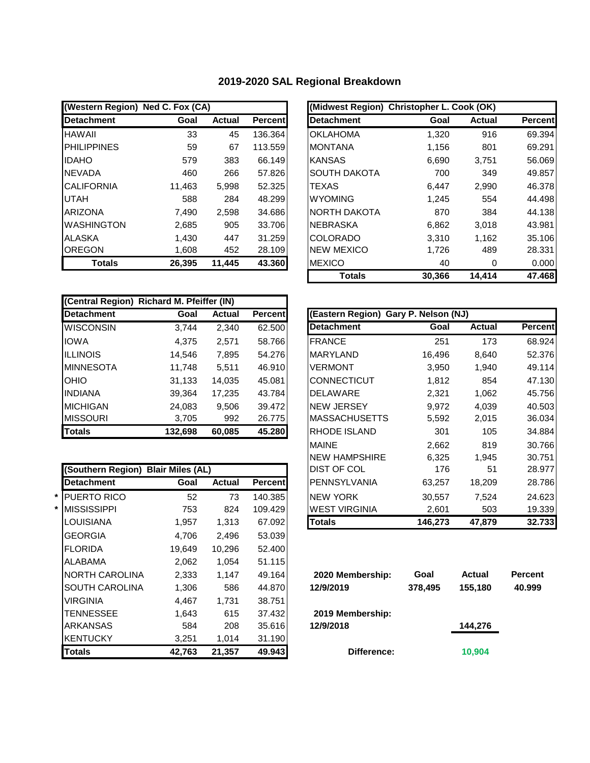# 2019-2020 SAL Regional Breakdown

| (Western Region) Ned C. Fox (CA) | | | |
|---|---|---|---|
| **Detachment** | **Goal** | **Actual** | **Percent** |
| HAWAII | 33 | 45 | 136.364 |
| PHILIPPINES | 59 | 67 | 113.559 |
| IDAHO | 579 | 383 | 66.149 |
| NEVADA | 460 | 266 | 57.826 |
| CALIFORNIA | 11,463 | 5,998 | 52.325 |
| UTAH | 588 | 284 | 48.299 |
| ARIZONA | 7,490 | 2,598 | 34.686 |
| WASHINGTON | 2,685 | 905 | 33.706 |
| ALASKA | 1,430 | 447 | 31.259 |
| OREGON | 1,608 | 452 | 28.109 |
| **Totals** | **26,395** | **11,445** | **43.360** |

| (Midwest Region) Christopher L. Cook (OK) | | | |
|---|---|---|---|
| **Detachment** | **Goal** | **Actual** | **Percent** |
| OKLAHOMA | 1,320 | 916 | 69.394 |
| MONTANA | 1,156 | 801 | 69.291 |
| KANSAS | 6,690 | 3,751 | 56.069 |
| SOUTH DAKOTA | 700 | 349 | 49.857 |
| TEXAS | 6,447 | 2,990 | 46.378 |
| WYOMING | 1,245 | 554 | 44.498 |
| NORTH DAKOTA | 870 | 384 | 44.138 |
| NEBRASKA | 6,862 | 3,018 | 43.981 |
| COLORADO | 3,310 | 1,162 | 35.106 |
| NEW MEXICO | 1,726 | 489 | 28.331 |
| MEXICO | 40 | 0 | 0.000 |
| **Totals** | **30,366** | **14,414** | **47.468** |

| (Central Region) Richard M. Pfeiffer (IN) | | | |
|---|---|---|---|
| **Detachment** | **Goal** | **Actual** | **Percent** |
| WISCONSIN | 3,744 | 2,340 | 62.500 |
| IOWA | 4,375 | 2,571 | 58.766 |
| ILLINOIS | 14,546 | 7,895 | 54.276 |
| MINNESOTA | 11,748 | 5,511 | 46.910 |
| OHIO | 31,133 | 14,035 | 45.081 |
| INDIANA | 39,364 | 17,235 | 43.784 |
| MICHIGAN | 24,083 | 9,506 | 39.472 |
| MISSOURI | 3,705 | 992 | 26.775 |
| **Totals** | **132,698** | **60,085** | **45.280** |

| (Eastern Region) Gary P. Nelson (NJ) | | | |
|---|---|---|---|
| **Detachment** | **Goal** | **Actual** | **Percent** |
| FRANCE | 251 | 173 | 68.924 |
| MARYLAND | 16,496 | 8,640 | 52.376 |
| VERMONT | 3,950 | 1,940 | 49.114 |
| CONNECTICUT | 1,812 | 854 | 47.130 |
| DELAWARE | 2,321 | 1,062 | 45.756 |
| NEW JERSEY | 9,972 | 4,039 | 40.503 |
| MASSACHUSETTS | 5,592 | 2,015 | 36.034 |
| RHODE ISLAND | 301 | 105 | 34.884 |
| MAINE | 2,662 | 819 | 30.766 |
| NEW HAMPSHIRE | 6,325 | 1,945 | 30.751 |
| DIST OF COL | 176 | 51 | 28.977 |
| PENNSYLVANIA | 63,257 | 18,209 | 28.786 |
| NEW YORK | 30,557 | 7,524 | 24.623 |
| WEST VIRGINIA | 2,601 | 503 | 19.339 |
| **Totals** | **146,273** | **47,879** | **32.733** |

| | (Southern Region) Blair Miles (AL) | | | |
|---|---|---|---|---|
| | **Detachment** | **Goal** | **Actual** | **Percent** |
| * | PUERTO RICO | 52 | 73 | 140.385 |
| * | MISSISSIPPI | 753 | 824 | 109.429 |
| | LOUISIANA | 1,957 | 1,313 | 67.092 |
| | GEORGIA | 4,706 | 2,496 | 53.039 |
| | FLORIDA | 19,649 | 10,296 | 52.400 |
| | ALABAMA | 2,062 | 1,054 | 51.115 |
| | NORTH CAROLINA | 2,333 | 1,147 | 49.164 |
| | SOUTH CAROLINA | 1,306 | 586 | 44.870 |
| | VIRGINIA | 4,467 | 1,731 | 38.751 |
| | TENNESSEE | 1,643 | 615 | 37.432 |
| | ARKANSAS | 584 | 208 | 35.616 |
| | KENTUCKY | 3,251 | 1,014 | 31.190 |
| | **Totals** | **42,763** | **21,357** | **49.943** |

| | | | |
|---|---|---|---|
| **2020 Membership:** | **Goal** | **Actual** | **Percent** |
| **12/9/2019** | **378,495** | **155,180** | **40.999** |
| **2019 Membership:** | | | |
| **12/9/2018** | | **144,276** | |
| **Difference:** | | **10,904** | |